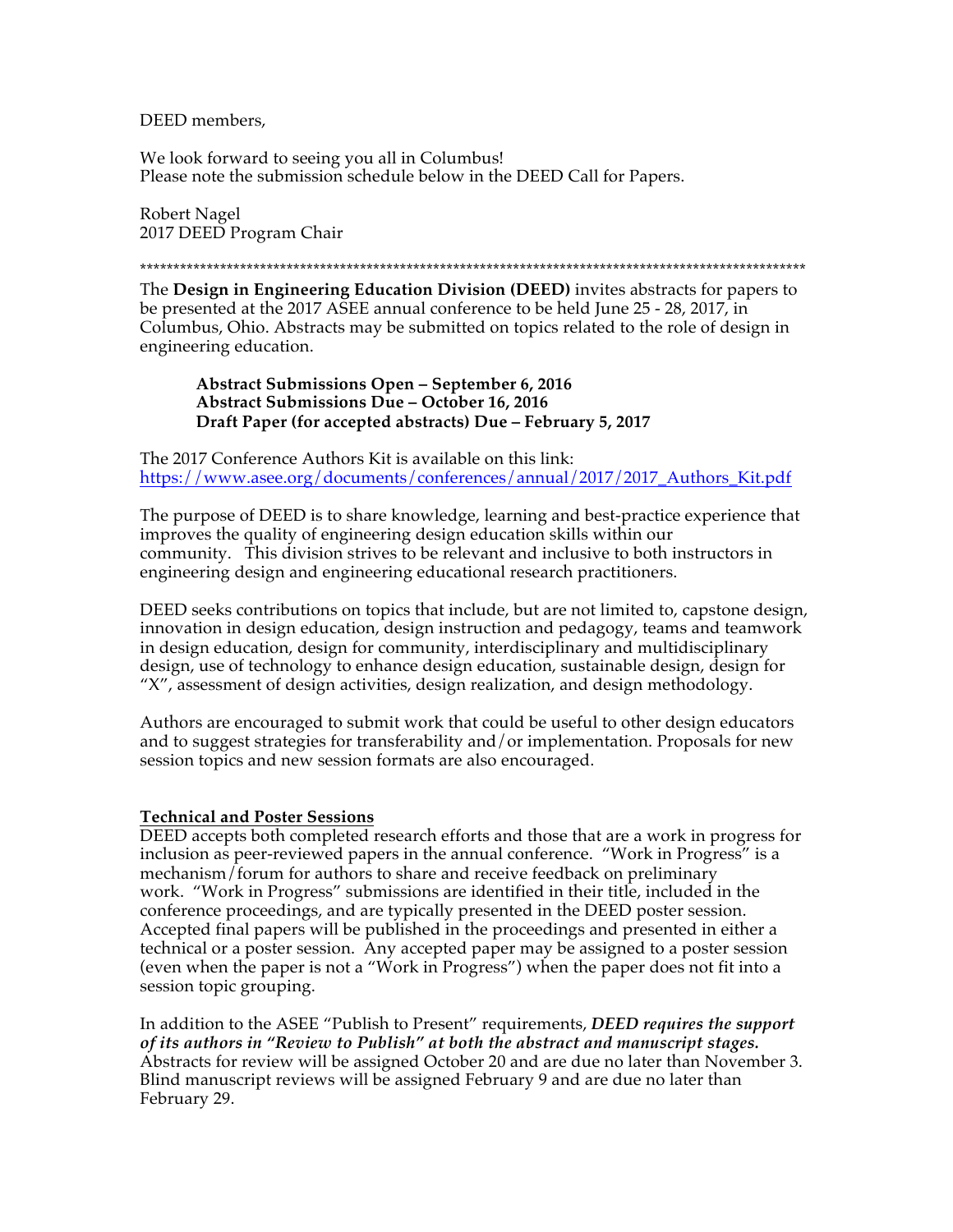DEED members,

We look forward to seeing you all in Columbus!
Please note the submission schedule below in the DEED Call for Papers.

Robert Nagel
2017 DEED Program Chair

****************************************************************************************************

The **Design in Engineering Education Division (DEED)** invites abstracts for papers to be presented at the 2017 ASEE annual conference to be held June 25 - 28, 2017, in Columbus, Ohio. Abstracts may be submitted on topics related to the role of design in engineering education.

> **Abstract Submissions Open – September 6, 2016**
> **Abstract Submissions Due – October 16, 2016**
> **Draft Paper (for accepted abstracts) Due – February 5, 2017**

The 2017 Conference Authors Kit is available on this link:
https://www.asee.org/documents/conferences/annual/2017/2017_Authors_Kit.pdf

The purpose of DEED is to share knowledge, learning and best-practice experience that improves the quality of engineering design education skills within our community. This division strives to be relevant and inclusive to both instructors in engineering design and engineering educational research practitioners.

DEED seeks contributions on topics that include, but are not limited to, capstone design, innovation in design education, design instruction and pedagogy, teams and teamwork in design education, design for community, interdisciplinary and multidisciplinary design, use of technology to enhance design education, sustainable design, design for "X", assessment of design activities, design realization, and design methodology.

Authors are encouraged to submit work that could be useful to other design educators and to suggest strategies for transferability and/or implementation. Proposals for new session topics and new session formats are also encouraged.

**Technical and Poster Sessions**

DEED accepts both completed research efforts and those that are a work in progress for inclusion as peer-reviewed papers in the annual conference. "Work in Progress" is a mechanism/forum for authors to share and receive feedback on preliminary work. "Work in Progress" submissions are identified in their title, included in the conference proceedings, and are typically presented in the DEED poster session. Accepted final papers will be published in the proceedings and presented in either a technical or a poster session. Any accepted paper may be assigned to a poster session (even when the paper is not a "Work in Progress") when the paper does not fit into a session topic grouping.

In addition to the ASEE "Publish to Present" requirements, ***DEED requires the support of its authors in "Review to Publish" at both the abstract and manuscript stages.*** Abstracts for review will be assigned October 20 and are due no later than November 3. Blind manuscript reviews will be assigned February 9 and are due no later than February 29.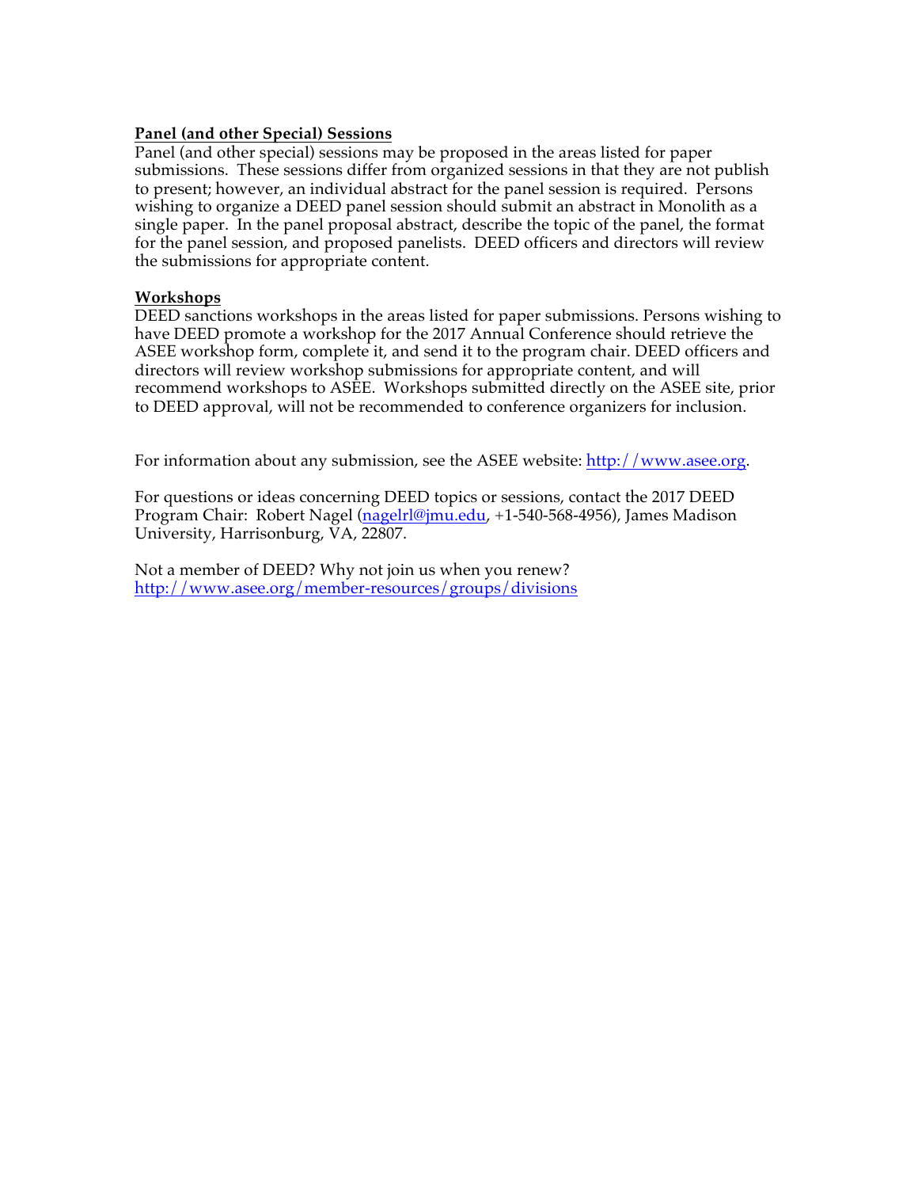**Panel (and other Special) Sessions**

Panel (and other special) sessions may be proposed in the areas listed for paper submissions. These sessions differ from organized sessions in that they are not publish to present; however, an individual abstract for the panel session is required. Persons wishing to organize a DEED panel session should submit an abstract in Monolith as a single paper. In the panel proposal abstract, describe the topic of the panel, the format for the panel session, and proposed panelists. DEED officers and directors will review the submissions for appropriate content.

**Workshops**

DEED sanctions workshops in the areas listed for paper submissions. Persons wishing to have DEED promote a workshop for the 2017 Annual Conference should retrieve the ASEE workshop form, complete it, and send it to the program chair. DEED officers and directors will review workshop submissions for appropriate content, and will recommend workshops to ASEE. Workshops submitted directly on the ASEE site, prior to DEED approval, will not be recommended to conference organizers for inclusion.

For information about any submission, see the ASEE website: http://www.asee.org.

For questions or ideas concerning DEED topics or sessions, contact the 2017 DEED Program Chair: Robert Nagel (nagelrl@jmu.edu, +1-540-568-4956), James Madison University, Harrisonburg, VA, 22807.

Not a member of DEED? Why not join us when you renew?
http://www.asee.org/member-resources/groups/divisions